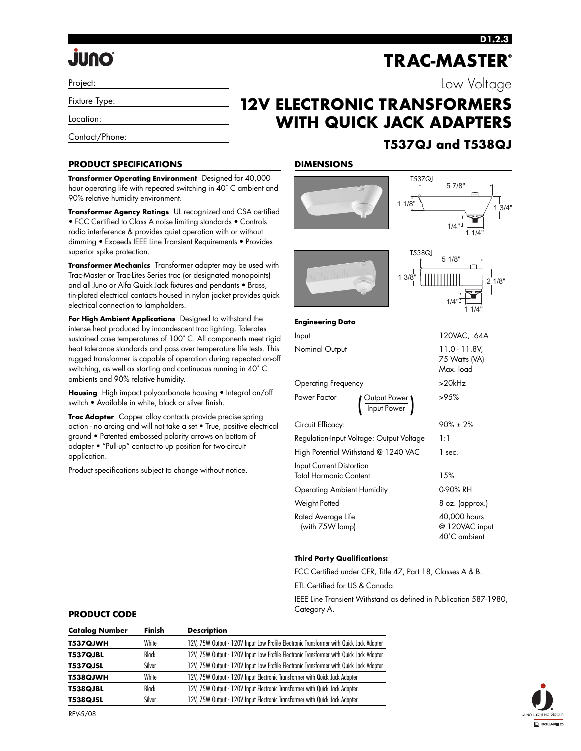D1.2.3

juno

# TRAC-MASTER®

Low Voltage

Project:

Fixture Type:

Location:

Contact/Phone:

# 12V ELECTRONIC TRANSFORMERS WITH QUICK JACK ADAPTERS

## T537QJ and T538QJ

### PRODUCT SPECIFICATIONS

**Transformer Operating Environment** Designed for 40,000 hour operating life with repeated switching in 40˚ C ambient and 90% relative humidity environment.

**Transformer Agency Ratings** UL recognized and CSA certified • FCC Certified to Class A noise limiting standards • Controls radio interference & provides quiet operation with or without dimming • Exceeds IEEE Line Transient Requirements • Provides superior spike protection.

**Transformer Mechanics** Transformer adapter may be used with Trac-Master or Trac-Lites Series trac (or designated monopoints) and all Juno or Alfa Quick Jack fixtures and pendants • Brass, tin-plated electrical contacts housed in nylon jacket provides quick electrical connection to lampholders.

**For High Ambient Applications** Designed to withstand the intense heat produced by incandescent trac lighting. Tolerates sustained case temperatures of 100˚ C. All components meet rigid heat tolerance standards and pass over temperature life tests. This rugged transformer is capable of operation during repeated on-off switching, as well as starting and continuous running in 40˚ C ambients and 90% relative humidity.

**Housing** High impact polycarbonate housing • Integral on/off switch • Available in white, black or silver finish.

**Trac Adapter** Copper alloy contacts provide precise spring action - no arcing and will not take a set • True, positive electrical ground • Patented embossed polarity arrows on bottom of adapter • "Pull-up" contact to up position for two-circuit application.

Product specifications subject to change without notice.

### DIMENSIONS

T537QJ: 5 7/8", 1 1/8", 1 3/4", 1/4", 1 1/4"

T538QJ: 5 1/8", 1 3/8", 2 1/8", 1/4", 1 1/4"

**Engineering Data**

| | |
|---|---|
| Input | 120VAC, .64A |
| Nominal Output | 11.0 - 11.8V, 75 Watts (VA) Max. load |
| Operating Frequency | >20kHz |
| Power Factor (Output Power / Input Power) | >95% |
| Circuit Efficacy: | 90% ± 2% |
| Regulation-Input Voltage: Output Voltage | 1:1 |
| High Potential Withstand @ 1240 VAC | 1 sec. |
| Input Current Distortion Total Harmonic Content | 15% |
| Operating Ambient Humidity | 0-90% RH |
| Weight Potted | 8 oz. (approx.) |
| Rated Average Life (with 75W lamp) | 40,000 hours @ 120VAC input 40˚C ambient |

**Third Party Qualifications:**

FCC Certified under CFR, Title 47, Part 18, Classes A & B.

ETL Certified for US & Canada.

IEEE Line Transient Withstand as defined in Publication 587-1980, Category A.

### PRODUCT CODE

| Catalog Number | Finish | Description |
|---|---|---|
| **T537QJWH** | White | 12V, 75W Output - 120V Input Low Profile Electronic Transformer with Quick Jack Adapter |
| **T537QJBL** | Black | 12V, 75W Output - 120V Input Low Profile Electronic Transformer with Quick Jack Adapter |
| **T537QJSL** | Silver | 12V, 75W Output - 120V Input Low Profile Electronic Transformer with Quick Jack Adapter |
| **T538QJWH** | White | 12V, 75W Output - 120V Input Electronic Transformer with Quick Jack Adapter |
| **T538QJBL** | Black | 12V, 75W Output - 120V Input Electronic Transformer with Quick Jack Adapter |
| **T538QJSL** | Silver | 12V, 75W Output - 120V Input Electronic Transformer with Quick Jack Adapter |

REV-5/08

Juno Lighting Group
SQUARE D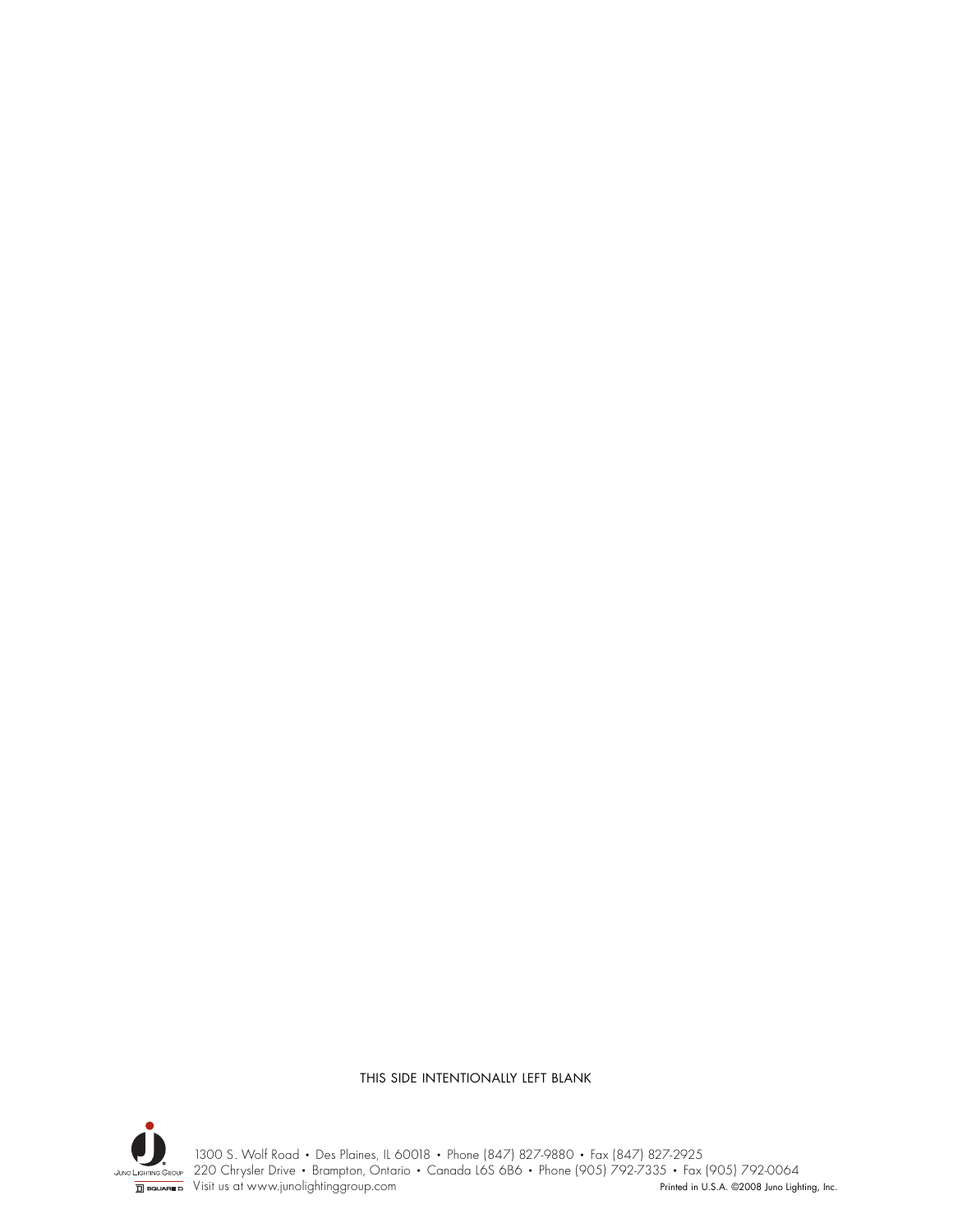THIS SIDE INTENTIONALLY LEFT BLANK

JUNO LIGHTING GROUP

SQUARE D

1300 S. Wolf Road • Des Plaines, IL 60018 • Phone (847) 827-9880 • Fax (847) 827-2925
220 Chrysler Drive • Brampton, Ontario • Canada L6S 6B6 • Phone (905) 792-7335 • Fax (905) 792-0064
Visit us at www.junolightinggroup.com

Printed in U.S.A. ©2008 Juno Lighting, Inc.